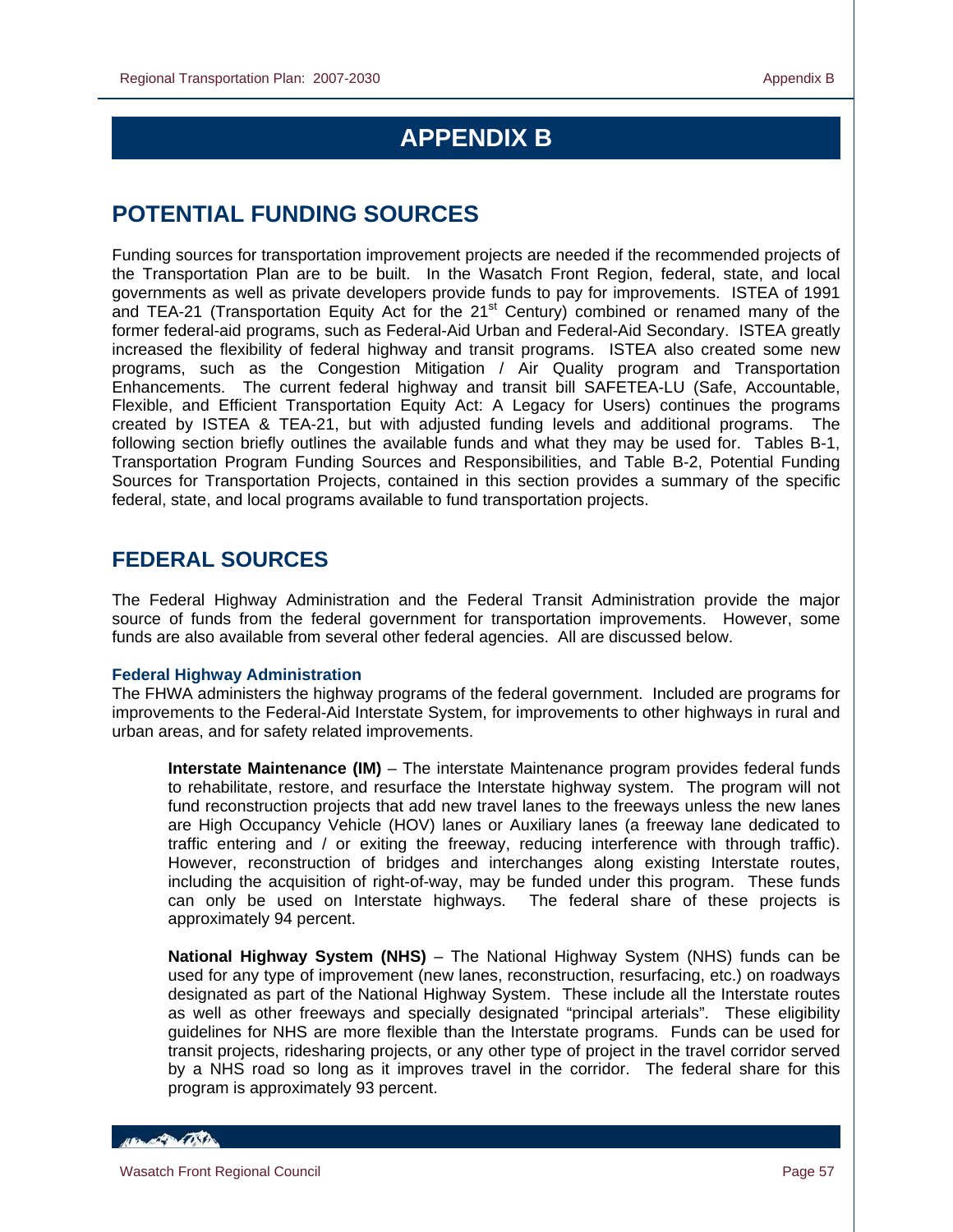# APPENDIX B

## POTENTIAL FUNDING SOURCES

Funding sources for transportation improvement projects are needed if the recommended projects of the Transportation Plan are to be built. In the Wasatch Front Region, federal, state, and local governments as well as private developers provide funds to pay for improvements. ISTEA of 1991 and TEA-21 (Transportation Equity Act for the 21st Century) combined or renamed many of the former federal-aid programs, such as Federal-Aid Urban and Federal-Aid Secondary. ISTEA greatly increased the flexibility of federal highway and transit programs. ISTEA also created some new programs, such as the Congestion Mitigation / Air Quality program and Transportation Enhancements. The current federal highway and transit bill SAFETEA-LU (Safe, Accountable, Flexible, and Efficient Transportation Equity Act: A Legacy for Users) continues the programs created by ISTEA & TEA-21, but with adjusted funding levels and additional programs. The following section briefly outlines the available funds and what they may be used for. Tables B-1, Transportation Program Funding Sources and Responsibilities, and Table B-2, Potential Funding Sources for Transportation Projects, contained in this section provides a summary of the specific federal, state, and local programs available to fund transportation projects.

## FEDERAL SOURCES

The Federal Highway Administration and the Federal Transit Administration provide the major source of funds from the federal government for transportation improvements. However, some funds are also available from several other federal agencies. All are discussed below.

### Federal Highway Administration

The FHWA administers the highway programs of the federal government. Included are programs for improvements to the Federal-Aid Interstate System, for improvements to other highways in rural and urban areas, and for safety related improvements.

**Interstate Maintenance (IM)** – The interstate Maintenance program provides federal funds to rehabilitate, restore, and resurface the Interstate highway system. The program will not fund reconstruction projects that add new travel lanes to the freeways unless the new lanes are High Occupancy Vehicle (HOV) lanes or Auxiliary lanes (a freeway lane dedicated to traffic entering and / or exiting the freeway, reducing interference with through traffic). However, reconstruction of bridges and interchanges along existing Interstate routes, including the acquisition of right-of-way, may be funded under this program. These funds can only be used on Interstate highways. The federal share of these projects is approximately 94 percent.

**National Highway System (NHS)** – The National Highway System (NHS) funds can be used for any type of improvement (new lanes, reconstruction, resurfacing, etc.) on roadways designated as part of the National Highway System. These include all the Interstate routes as well as other freeways and specially designated "principal arterials". These eligibility guidelines for NHS are more flexible than the Interstate programs. Funds can be used for transit projects, ridesharing projects, or any other type of project in the travel corridor served by a NHS road so long as it improves travel in the corridor. The federal share for this program is approximately 93 percent.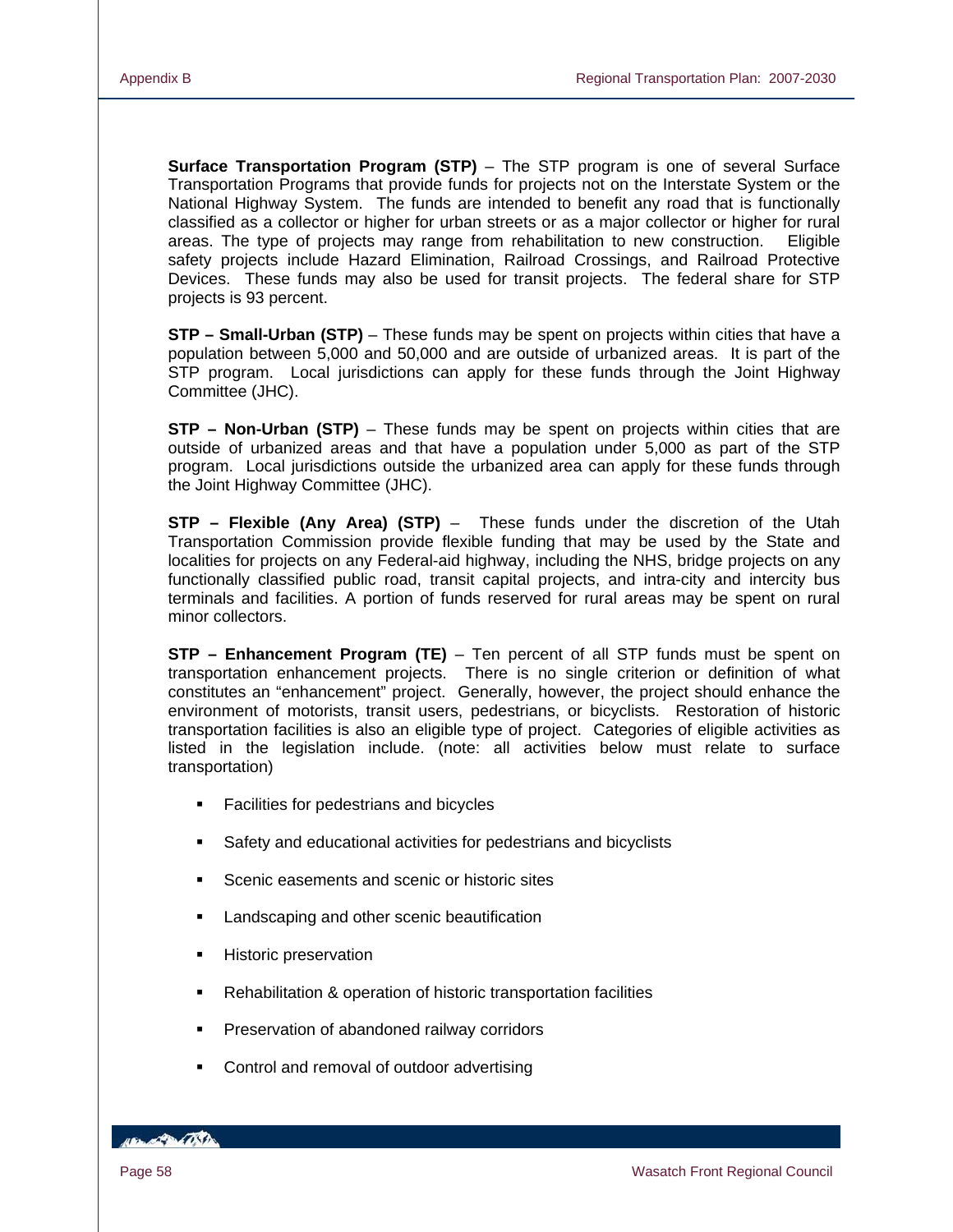**Surface Transportation Program (STP)** – The STP program is one of several Surface Transportation Programs that provide funds for projects not on the Interstate System or the National Highway System. The funds are intended to benefit any road that is functionally classified as a collector or higher for urban streets or as a major collector or higher for rural areas. The type of projects may range from rehabilitation to new construction. Eligible safety projects include Hazard Elimination, Railroad Crossings, and Railroad Protective Devices. These funds may also be used for transit projects. The federal share for STP projects is 93 percent.

**STP – Small-Urban (STP)** – These funds may be spent on projects within cities that have a population between 5,000 and 50,000 and are outside of urbanized areas. It is part of the STP program. Local jurisdictions can apply for these funds through the Joint Highway Committee (JHC).

**STP – Non-Urban (STP)** – These funds may be spent on projects within cities that are outside of urbanized areas and that have a population under 5,000 as part of the STP program. Local jurisdictions outside the urbanized area can apply for these funds through the Joint Highway Committee (JHC).

**STP – Flexible (Any Area) (STP)** – These funds under the discretion of the Utah Transportation Commission provide flexible funding that may be used by the State and localities for projects on any Federal-aid highway, including the NHS, bridge projects on any functionally classified public road, transit capital projects, and intra-city and intercity bus terminals and facilities. A portion of funds reserved for rural areas may be spent on rural minor collectors.

**STP – Enhancement Program (TE)** – Ten percent of all STP funds must be spent on transportation enhancement projects. There is no single criterion or definition of what constitutes an "enhancement" project. Generally, however, the project should enhance the environment of motorists, transit users, pedestrians, or bicyclists. Restoration of historic transportation facilities is also an eligible type of project. Categories of eligible activities as listed in the legislation include. (note: all activities below must relate to surface transportation)

- Facilities for pedestrians and bicycles
- Safety and educational activities for pedestrians and bicyclists
- Scenic easements and scenic or historic sites
- Landscaping and other scenic beautification
- Historic preservation
- Rehabilitation & operation of historic transportation facilities
- Preservation of abandoned railway corridors
- Control and removal of outdoor advertising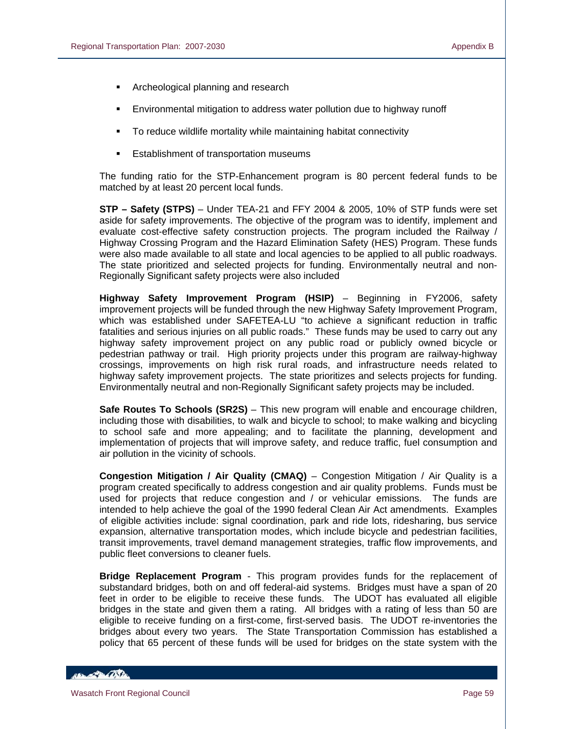- Archeological planning and research
- Environmental mitigation to address water pollution due to highway runoff
- To reduce wildlife mortality while maintaining habitat connectivity
- Establishment of transportation museums

The funding ratio for the STP-Enhancement program is 80 percent federal funds to be matched by at least 20 percent local funds.

**STP – Safety (STPS)** – Under TEA-21 and FFY 2004 & 2005, 10% of STP funds were set aside for safety improvements. The objective of the program was to identify, implement and evaluate cost-effective safety construction projects. The program included the Railway / Highway Crossing Program and the Hazard Elimination Safety (HES) Program. These funds were also made available to all state and local agencies to be applied to all public roadways. The state prioritized and selected projects for funding. Environmentally neutral and non-Regionally Significant safety projects were also included

**Highway Safety Improvement Program (HSIP)** – Beginning in FY2006, safety improvement projects will be funded through the new Highway Safety Improvement Program, which was established under SAFETEA-LU "to achieve a significant reduction in traffic fatalities and serious injuries on all public roads." These funds may be used to carry out any highway safety improvement project on any public road or publicly owned bicycle or pedestrian pathway or trail. High priority projects under this program are railway-highway crossings, improvements on high risk rural roads, and infrastructure needs related to highway safety improvement projects. The state prioritizes and selects projects for funding. Environmentally neutral and non-Regionally Significant safety projects may be included.

**Safe Routes To Schools (SR2S)** – This new program will enable and encourage children, including those with disabilities, to walk and bicycle to school; to make walking and bicycling to school safe and more appealing; and to facilitate the planning, development and implementation of projects that will improve safety, and reduce traffic, fuel consumption and air pollution in the vicinity of schools.

**Congestion Mitigation / Air Quality (CMAQ)** – Congestion Mitigation / Air Quality is a program created specifically to address congestion and air quality problems. Funds must be used for projects that reduce congestion and / or vehicular emissions. The funds are intended to help achieve the goal of the 1990 federal Clean Air Act amendments. Examples of eligible activities include: signal coordination, park and ride lots, ridesharing, bus service expansion, alternative transportation modes, which include bicycle and pedestrian facilities, transit improvements, travel demand management strategies, traffic flow improvements, and public fleet conversions to cleaner fuels.

**Bridge Replacement Program** - This program provides funds for the replacement of substandard bridges, both on and off federal-aid systems. Bridges must have a span of 20 feet in order to be eligible to receive these funds. The UDOT has evaluated all eligible bridges in the state and given them a rating. All bridges with a rating of less than 50 are eligible to receive funding on a first-come, first-served basis. The UDOT re-inventories the bridges about every two years. The State Transportation Commission has established a policy that 65 percent of these funds will be used for bridges on the state system with the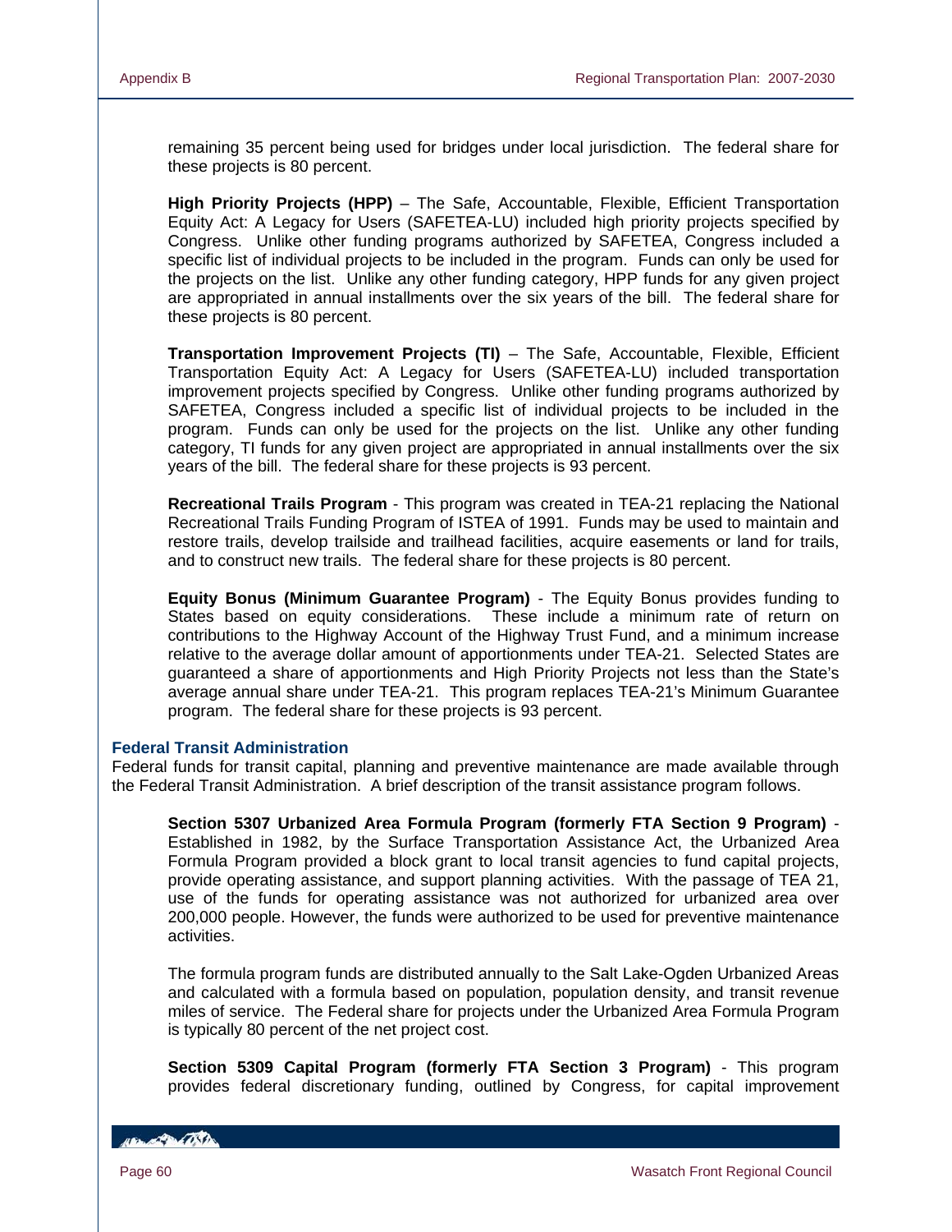remaining 35 percent being used for bridges under local jurisdiction. The federal share for these projects is 80 percent.

**High Priority Projects (HPP)** – The Safe, Accountable, Flexible, Efficient Transportation Equity Act: A Legacy for Users (SAFETEA-LU) included high priority projects specified by Congress. Unlike other funding programs authorized by SAFETEA, Congress included a specific list of individual projects to be included in the program. Funds can only be used for the projects on the list. Unlike any other funding category, HPP funds for any given project are appropriated in annual installments over the six years of the bill. The federal share for these projects is 80 percent.

**Transportation Improvement Projects (TI)** – The Safe, Accountable, Flexible, Efficient Transportation Equity Act: A Legacy for Users (SAFETEA-LU) included transportation improvement projects specified by Congress. Unlike other funding programs authorized by SAFETEA, Congress included a specific list of individual projects to be included in the program. Funds can only be used for the projects on the list. Unlike any other funding category, TI funds for any given project are appropriated in annual installments over the six years of the bill. The federal share for these projects is 93 percent.

**Recreational Trails Program** - This program was created in TEA-21 replacing the National Recreational Trails Funding Program of ISTEA of 1991. Funds may be used to maintain and restore trails, develop trailside and trailhead facilities, acquire easements or land for trails, and to construct new trails. The federal share for these projects is 80 percent.

**Equity Bonus (Minimum Guarantee Program)** - The Equity Bonus provides funding to States based on equity considerations. These include a minimum rate of return on contributions to the Highway Account of the Highway Trust Fund, and a minimum increase relative to the average dollar amount of apportionments under TEA-21. Selected States are guaranteed a share of apportionments and High Priority Projects not less than the State's average annual share under TEA-21. This program replaces TEA-21's Minimum Guarantee program. The federal share for these projects is 93 percent.

### Federal Transit Administration

Federal funds for transit capital, planning and preventive maintenance are made available through the Federal Transit Administration. A brief description of the transit assistance program follows.

**Section 5307 Urbanized Area Formula Program (formerly FTA Section 9 Program)** - Established in 1982, by the Surface Transportation Assistance Act, the Urbanized Area Formula Program provided a block grant to local transit agencies to fund capital projects, provide operating assistance, and support planning activities. With the passage of TEA 21, use of the funds for operating assistance was not authorized for urbanized area over 200,000 people. However, the funds were authorized to be used for preventive maintenance activities.

The formula program funds are distributed annually to the Salt Lake-Ogden Urbanized Areas and calculated with a formula based on population, population density, and transit revenue miles of service. The Federal share for projects under the Urbanized Area Formula Program is typically 80 percent of the net project cost.

**Section 5309 Capital Program (formerly FTA Section 3 Program)** - This program provides federal discretionary funding, outlined by Congress, for capital improvement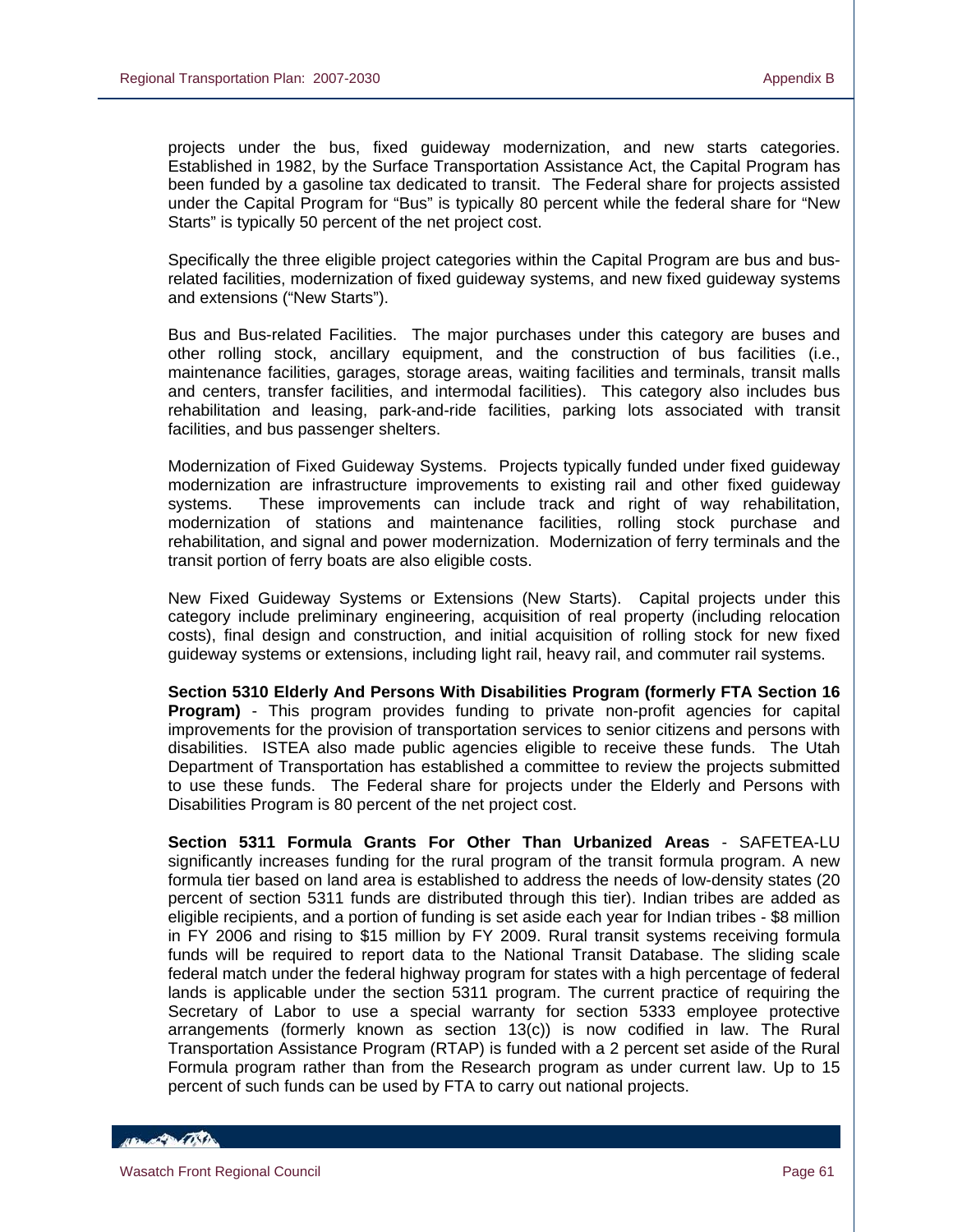projects under the bus, fixed guideway modernization, and new starts categories. Established in 1982, by the Surface Transportation Assistance Act, the Capital Program has been funded by a gasoline tax dedicated to transit. The Federal share for projects assisted under the Capital Program for "Bus" is typically 80 percent while the federal share for "New Starts" is typically 50 percent of the net project cost.

Specifically the three eligible project categories within the Capital Program are bus and bus-related facilities, modernization of fixed guideway systems, and new fixed guideway systems and extensions ("New Starts").

Bus and Bus-related Facilities. The major purchases under this category are buses and other rolling stock, ancillary equipment, and the construction of bus facilities (i.e., maintenance facilities, garages, storage areas, waiting facilities and terminals, transit malls and centers, transfer facilities, and intermodal facilities). This category also includes bus rehabilitation and leasing, park-and-ride facilities, parking lots associated with transit facilities, and bus passenger shelters.

Modernization of Fixed Guideway Systems. Projects typically funded under fixed guideway modernization are infrastructure improvements to existing rail and other fixed guideway systems. These improvements can include track and right of way rehabilitation, modernization of stations and maintenance facilities, rolling stock purchase and rehabilitation, and signal and power modernization. Modernization of ferry terminals and the transit portion of ferry boats are also eligible costs.

New Fixed Guideway Systems or Extensions (New Starts). Capital projects under this category include preliminary engineering, acquisition of real property (including relocation costs), final design and construction, and initial acquisition of rolling stock for new fixed guideway systems or extensions, including light rail, heavy rail, and commuter rail systems.

**Section 5310 Elderly And Persons With Disabilities Program (formerly FTA Section 16 Program)** - This program provides funding to private non-profit agencies for capital improvements for the provision of transportation services to senior citizens and persons with disabilities. ISTEA also made public agencies eligible to receive these funds. The Utah Department of Transportation has established a committee to review the projects submitted to use these funds. The Federal share for projects under the Elderly and Persons with Disabilities Program is 80 percent of the net project cost.

**Section 5311 Formula Grants For Other Than Urbanized Areas** - SAFETEA-LU significantly increases funding for the rural program of the transit formula program. A new formula tier based on land area is established to address the needs of low-density states (20 percent of section 5311 funds are distributed through this tier). Indian tribes are added as eligible recipients, and a portion of funding is set aside each year for Indian tribes - $8 million in FY 2006 and rising to $15 million by FY 2009. Rural transit systems receiving formula funds will be required to report data to the National Transit Database. The sliding scale federal match under the federal highway program for states with a high percentage of federal lands is applicable under the section 5311 program. The current practice of requiring the Secretary of Labor to use a special warranty for section 5333 employee protective arrangements (formerly known as section 13(c)) is now codified in law. The Rural Transportation Assistance Program (RTAP) is funded with a 2 percent set aside of the Rural Formula program rather than from the Research program as under current law. Up to 15 percent of such funds can be used by FTA to carry out national projects.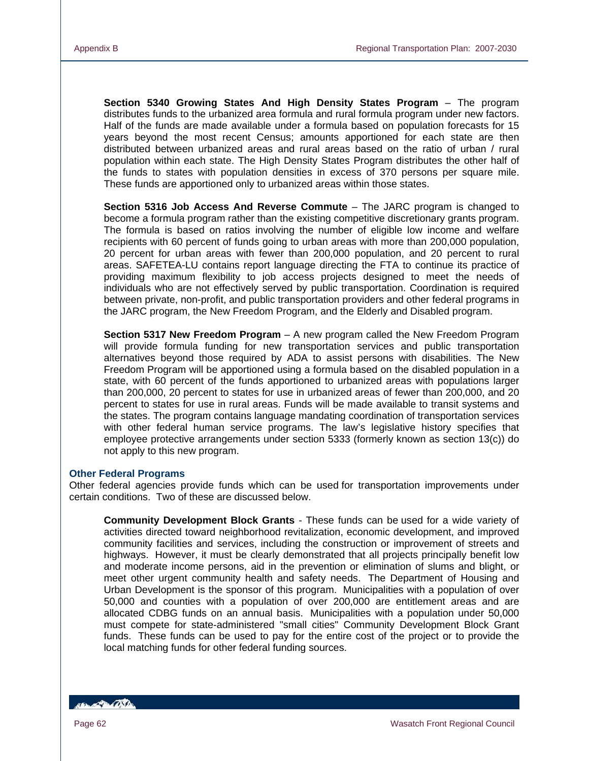**Section 5340 Growing States And High Density States Program** – The program distributes funds to the urbanized area formula and rural formula program under new factors. Half of the funds are made available under a formula based on population forecasts for 15 years beyond the most recent Census; amounts apportioned for each state are then distributed between urbanized areas and rural areas based on the ratio of urban / rural population within each state. The High Density States Program distributes the other half of the funds to states with population densities in excess of 370 persons per square mile. These funds are apportioned only to urbanized areas within those states.

**Section 5316 Job Access And Reverse Commute** – The JARC program is changed to become a formula program rather than the existing competitive discretionary grants program. The formula is based on ratios involving the number of eligible low income and welfare recipients with 60 percent of funds going to urban areas with more than 200,000 population, 20 percent for urban areas with fewer than 200,000 population, and 20 percent to rural areas. SAFETEA-LU contains report language directing the FTA to continue its practice of providing maximum flexibility to job access projects designed to meet the needs of individuals who are not effectively served by public transportation. Coordination is required between private, non-profit, and public transportation providers and other federal programs in the JARC program, the New Freedom Program, and the Elderly and Disabled program.

**Section 5317 New Freedom Program** – A new program called the New Freedom Program will provide formula funding for new transportation services and public transportation alternatives beyond those required by ADA to assist persons with disabilities. The New Freedom Program will be apportioned using a formula based on the disabled population in a state, with 60 percent of the funds apportioned to urbanized areas with populations larger than 200,000, 20 percent to states for use in urbanized areas of fewer than 200,000, and 20 percent to states for use in rural areas. Funds will be made available to transit systems and the states. The program contains language mandating coordination of transportation services with other federal human service programs. The law's legislative history specifies that employee protective arrangements under section 5333 (formerly known as section 13(c)) do not apply to this new program.

### Other Federal Programs

Other federal agencies provide funds which can be used for transportation improvements under certain conditions. Two of these are discussed below.

**Community Development Block Grants** - These funds can be used for a wide variety of activities directed toward neighborhood revitalization, economic development, and improved community facilities and services, including the construction or improvement of streets and highways. However, it must be clearly demonstrated that all projects principally benefit low and moderate income persons, aid in the prevention or elimination of slums and blight, or meet other urgent community health and safety needs. The Department of Housing and Urban Development is the sponsor of this program. Municipalities with a population of over 50,000 and counties with a population of over 200,000 are entitlement areas and are allocated CDBG funds on an annual basis. Municipalities with a population under 50,000 must compete for state-administered "small cities" Community Development Block Grant funds. These funds can be used to pay for the entire cost of the project or to provide the local matching funds for other federal funding sources.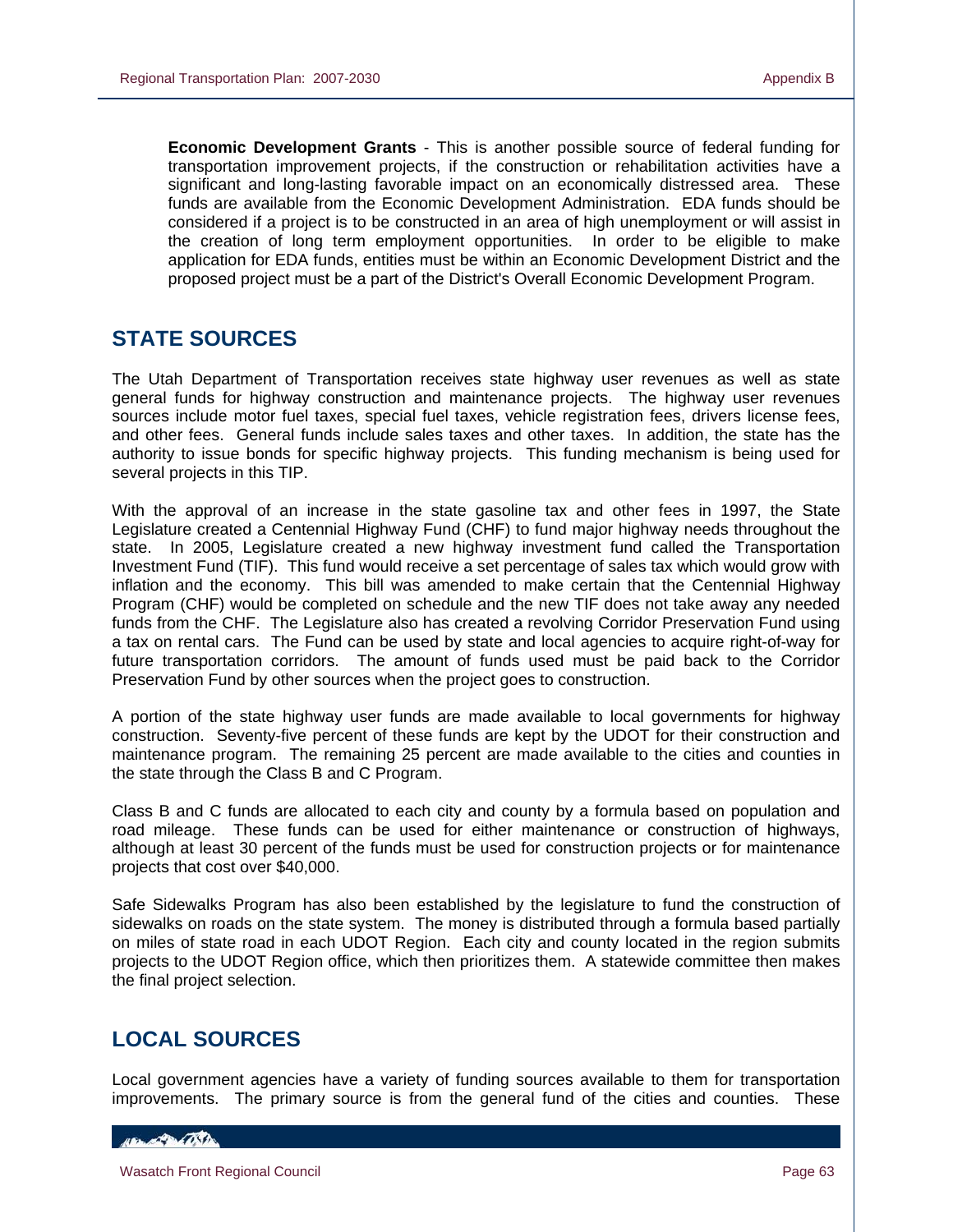**Economic Development Grants** - This is another possible source of federal funding for transportation improvement projects, if the construction or rehabilitation activities have a significant and long-lasting favorable impact on an economically distressed area. These funds are available from the Economic Development Administration. EDA funds should be considered if a project is to be constructed in an area of high unemployment or will assist in the creation of long term employment opportunities. In order to be eligible to make application for EDA funds, entities must be within an Economic Development District and the proposed project must be a part of the District's Overall Economic Development Program.

## STATE SOURCES

The Utah Department of Transportation receives state highway user revenues as well as state general funds for highway construction and maintenance projects. The highway user revenues sources include motor fuel taxes, special fuel taxes, vehicle registration fees, drivers license fees, and other fees. General funds include sales taxes and other taxes. In addition, the state has the authority to issue bonds for specific highway projects. This funding mechanism is being used for several projects in this TIP.

With the approval of an increase in the state gasoline tax and other fees in 1997, the State Legislature created a Centennial Highway Fund (CHF) to fund major highway needs throughout the state. In 2005, Legislature created a new highway investment fund called the Transportation Investment Fund (TIF). This fund would receive a set percentage of sales tax which would grow with inflation and the economy. This bill was amended to make certain that the Centennial Highway Program (CHF) would be completed on schedule and the new TIF does not take away any needed funds from the CHF. The Legislature also has created a revolving Corridor Preservation Fund using a tax on rental cars. The Fund can be used by state and local agencies to acquire right-of-way for future transportation corridors. The amount of funds used must be paid back to the Corridor Preservation Fund by other sources when the project goes to construction.

A portion of the state highway user funds are made available to local governments for highway construction. Seventy-five percent of these funds are kept by the UDOT for their construction and maintenance program. The remaining 25 percent are made available to the cities and counties in the state through the Class B and C Program.

Class B and C funds are allocated to each city and county by a formula based on population and road mileage. These funds can be used for either maintenance or construction of highways, although at least 30 percent of the funds must be used for construction projects or for maintenance projects that cost over $40,000.

Safe Sidewalks Program has also been established by the legislature to fund the construction of sidewalks on roads on the state system. The money is distributed through a formula based partially on miles of state road in each UDOT Region. Each city and county located in the region submits projects to the UDOT Region office, which then prioritizes them. A statewide committee then makes the final project selection.

## LOCAL SOURCES

Local government agencies have a variety of funding sources available to them for transportation improvements. The primary source is from the general fund of the cities and counties. These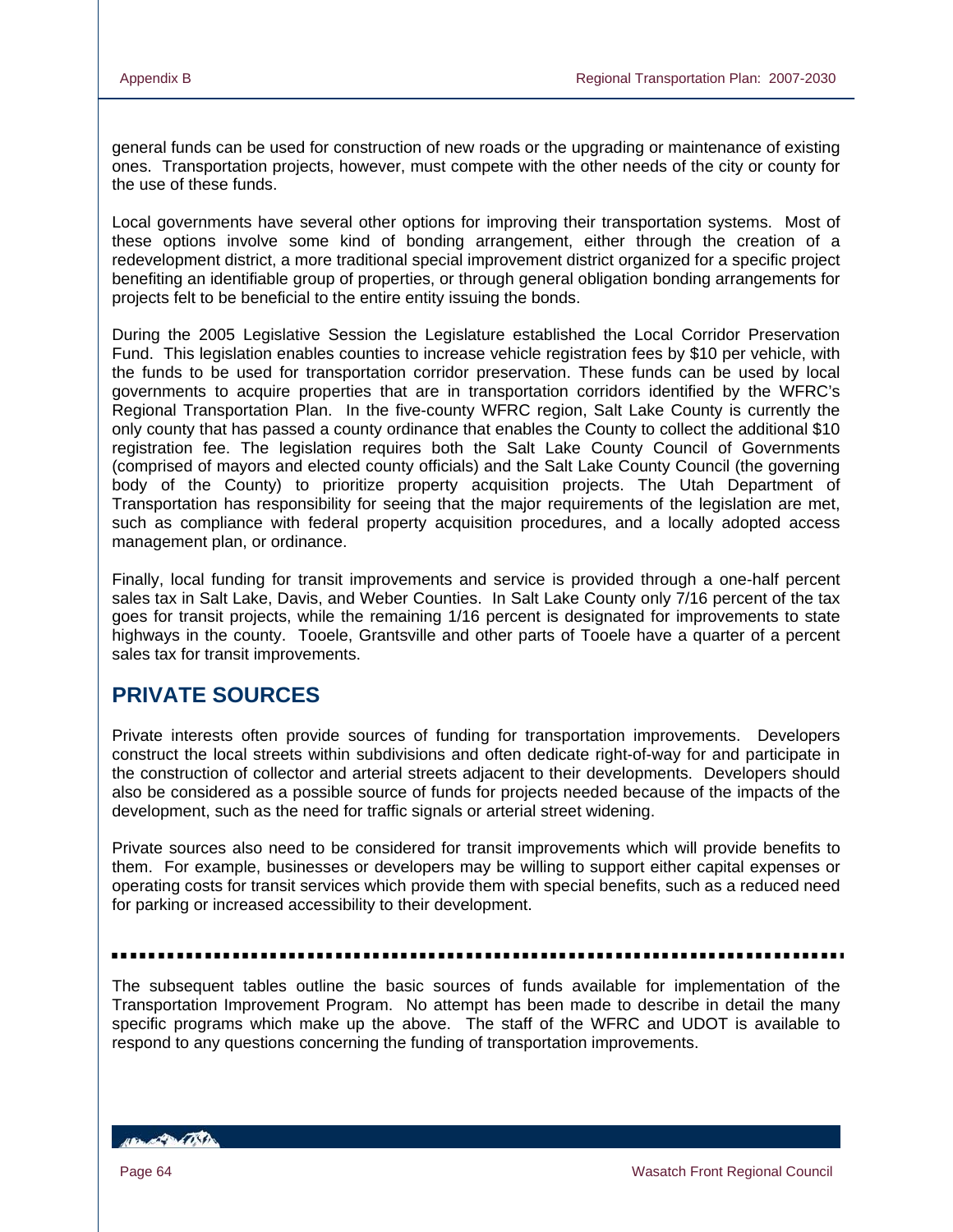general funds can be used for construction of new roads or the upgrading or maintenance of existing ones. Transportation projects, however, must compete with the other needs of the city or county for the use of these funds.

Local governments have several other options for improving their transportation systems. Most of these options involve some kind of bonding arrangement, either through the creation of a redevelopment district, a more traditional special improvement district organized for a specific project benefiting an identifiable group of properties, or through general obligation bonding arrangements for projects felt to be beneficial to the entire entity issuing the bonds.

During the 2005 Legislative Session the Legislature established the Local Corridor Preservation Fund. This legislation enables counties to increase vehicle registration fees by $10 per vehicle, with the funds to be used for transportation corridor preservation. These funds can be used by local governments to acquire properties that are in transportation corridors identified by the WFRC's Regional Transportation Plan. In the five-county WFRC region, Salt Lake County is currently the only county that has passed a county ordinance that enables the County to collect the additional $10 registration fee. The legislation requires both the Salt Lake County Council of Governments (comprised of mayors and elected county officials) and the Salt Lake County Council (the governing body of the County) to prioritize property acquisition projects. The Utah Department of Transportation has responsibility for seeing that the major requirements of the legislation are met, such as compliance with federal property acquisition procedures, and a locally adopted access management plan, or ordinance.

Finally, local funding for transit improvements and service is provided through a one-half percent sales tax in Salt Lake, Davis, and Weber Counties. In Salt Lake County only 7/16 percent of the tax goes for transit projects, while the remaining 1/16 percent is designated for improvements to state highways in the county. Tooele, Grantsville and other parts of Tooele have a quarter of a percent sales tax for transit improvements.

## PRIVATE SOURCES

Private interests often provide sources of funding for transportation improvements. Developers construct the local streets within subdivisions and often dedicate right-of-way for and participate in the construction of collector and arterial streets adjacent to their developments. Developers should also be considered as a possible source of funds for projects needed because of the impacts of the development, such as the need for traffic signals or arterial street widening.

Private sources also need to be considered for transit improvements which will provide benefits to them. For example, businesses or developers may be willing to support either capital expenses or operating costs for transit services which provide them with special benefits, such as a reduced need for parking or increased accessibility to their development.

---

The subsequent tables outline the basic sources of funds available for implementation of the Transportation Improvement Program. No attempt has been made to describe in detail the many specific programs which make up the above. The staff of the WFRC and UDOT is available to respond to any questions concerning the funding of transportation improvements.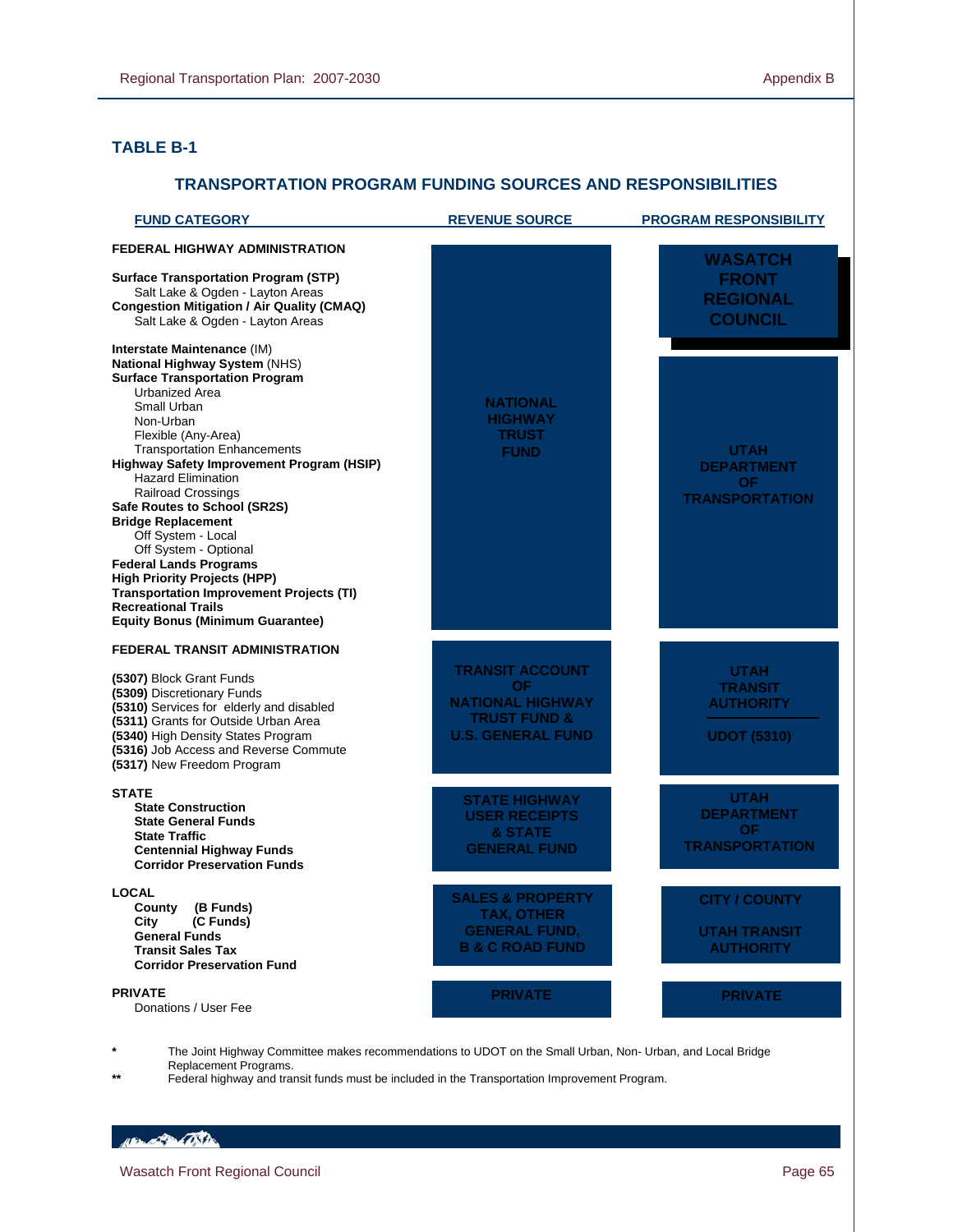## TABLE B-1

### TRANSPORTATION PROGRAM FUNDING SOURCES AND RESPONSIBILITIES

| FUND CATEGORY | REVENUE SOURCE | PROGRAM RESPONSIBILITY |
|---|---|---|
| **FEDERAL HIGHWAY ADMINISTRATION**<br><br>**Surface Transportation Program (STP)**<br>Salt Lake & Ogden - Layton Areas<br>**Congestion Mitigation / Air Quality (CMAQ)**<br>Salt Lake & Ogden - Layton Areas | NATIONAL HIGHWAY TRUST FUND | WASATCH FRONT REGIONAL COUNCIL |
| **Interstate Maintenance** (IM)<br>**National Highway System** (NHS)<br>**Surface Transportation Program**<br>Urbanized Area<br>Small Urban<br>Non-Urban<br>Flexible (Any-Area)<br>Transportation Enhancements<br>**Highway Safety Improvement Program (HSIP)**<br>Hazard Elimination<br>Railroad Crossings<br>**Safe Routes to School (SR2S)**<br>**Bridge Replacement**<br>Off System - Local<br>Off System - Optional<br>**Federal Lands Programs**<br>**High Priority Projects (HPP)**<br>**Transportation Improvement Projects (TI)**<br>**Recreational Trails**<br>**Equity Bonus (Minimum Guarantee)** | NATIONAL HIGHWAY TRUST FUND | UTAH DEPARTMENT OF TRANSPORTATION |
| **FEDERAL TRANSIT ADMINISTRATION**<br><br>**(5307)** Block Grant Funds<br>**(5309)** Discretionary Funds<br>**(5310)** Services for elderly and disabled<br>**(5311)** Grants for Outside Urban Area<br>**(5340)** High Density States Program<br>**(5316)** Job Access and Reverse Commute<br>**(5317)** New Freedom Program | TRANSIT ACCOUNT OF NATIONAL HIGHWAY TRUST FUND & U.S. GENERAL FUND | UTAH TRANSIT AUTHORITY<br><br>UDOT (5310) |
| **STATE**<br>**State Construction**<br>**State General Funds**<br>**State Traffic**<br>**Centennial Highway Funds**<br>**Corridor Preservation Funds** | STATE HIGHWAY USER RECEIPTS & STATE GENERAL FUND | UTAH DEPARTMENT OF TRANSPORTATION |
| **LOCAL**<br>**County (B Funds)**<br>**City (C Funds)**<br>**General Funds**<br>**Transit Sales Tax**<br>**Corridor Preservation Fund** | SALES & PROPERTY TAX, OTHER GENERAL FUND, B & C ROAD FUND | CITY / COUNTY<br><br>UTAH TRANSIT AUTHORITY |
| **PRIVATE**<br>Donations / User Fee | PRIVATE | PRIVATE |

\* The Joint Highway Committee makes recommendations to UDOT on the Small Urban, Non- Urban, and Local Bridge Replacement Programs.

\*\* Federal highway and transit funds must be included in the Transportation Improvement Program.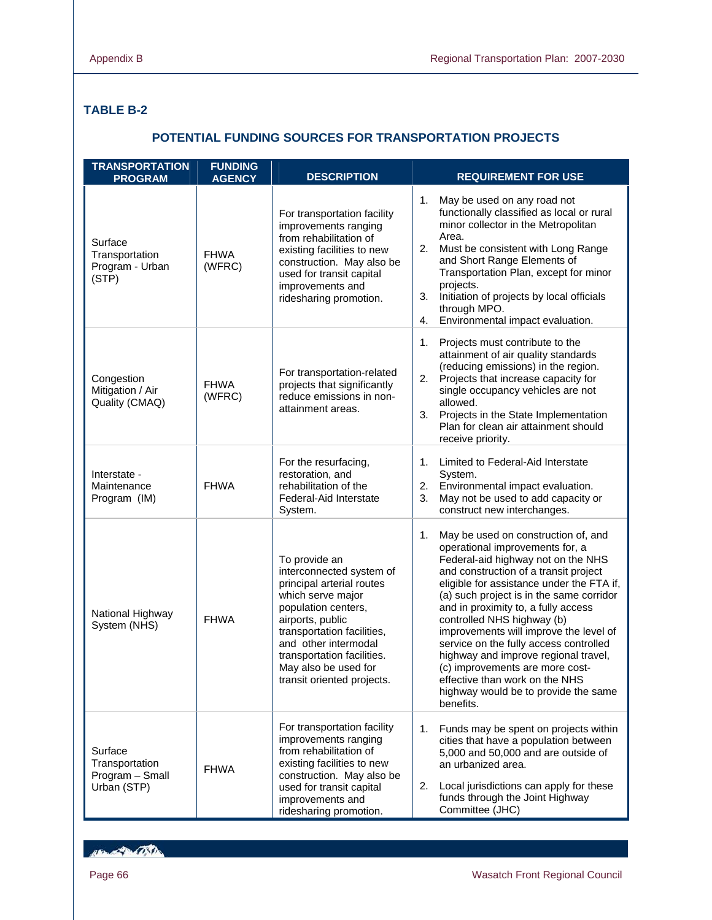## TABLE B-2

### POTENTIAL FUNDING SOURCES FOR TRANSPORTATION PROJECTS

| TRANSPORTATION PROGRAM | FUNDING AGENCY | DESCRIPTION | REQUIREMENT FOR USE |
|---|---|---|---|
| Surface Transportation Program - Urban (STP) | FHWA (WFRC) | For transportation facility improvements ranging from rehabilitation of existing facilities to new construction. May also be used for transit capital improvements and ridesharing promotion. | 1. May be used on any road not functionally classified as local or rural minor collector in the Metropolitan Area.<br>2. Must be consistent with Long Range and Short Range Elements of Transportation Plan, except for minor projects.<br>3. Initiation of projects by local officials through MPO.<br>4. Environmental impact evaluation. |
| Congestion Mitigation / Air Quality (CMAQ) | FHWA (WFRC) | For transportation-related projects that significantly reduce emissions in non-attainment areas. | 1. Projects must contribute to the attainment of air quality standards (reducing emissions) in the region.<br>2. Projects that increase capacity for single occupancy vehicles are not allowed.<br>3. Projects in the State Implementation Plan for clean air attainment should receive priority. |
| Interstate - Maintenance Program (IM) | FHWA | For the resurfacing, restoration, and rehabilitation of the Federal-Aid Interstate System. | 1. Limited to Federal-Aid Interstate System.<br>2. Environmental impact evaluation.<br>3. May not be used to add capacity or construct new interchanges. |
| National Highway System (NHS) | FHWA | To provide an interconnected system of principal arterial routes which serve major population centers, airports, public transportation facilities, and other intermodal transportation facilities. May also be used for transit oriented projects. | 1. May be used on construction of, and operational improvements for, a Federal-aid highway not on the NHS and construction of a transit project eligible for assistance under the FTA if, (a) such project is in the same corridor and in proximity to, a fully access controlled NHS highway (b) improvements will improve the level of service on the fully access controlled highway and improve regional travel, (c) improvements are more cost-effective than work on the NHS highway would be to provide the same benefits. |
| Surface Transportation Program – Small Urban (STP) | FHWA | For transportation facility improvements ranging from rehabilitation of existing facilities to new construction. May also be used for transit capital improvements and ridesharing promotion. | 1. Funds may be spent on projects within cities that have a population between 5,000 and 50,000 and are outside of an urbanized area.<br>2. Local jurisdictions can apply for these funds through the Joint Highway Committee (JHC) |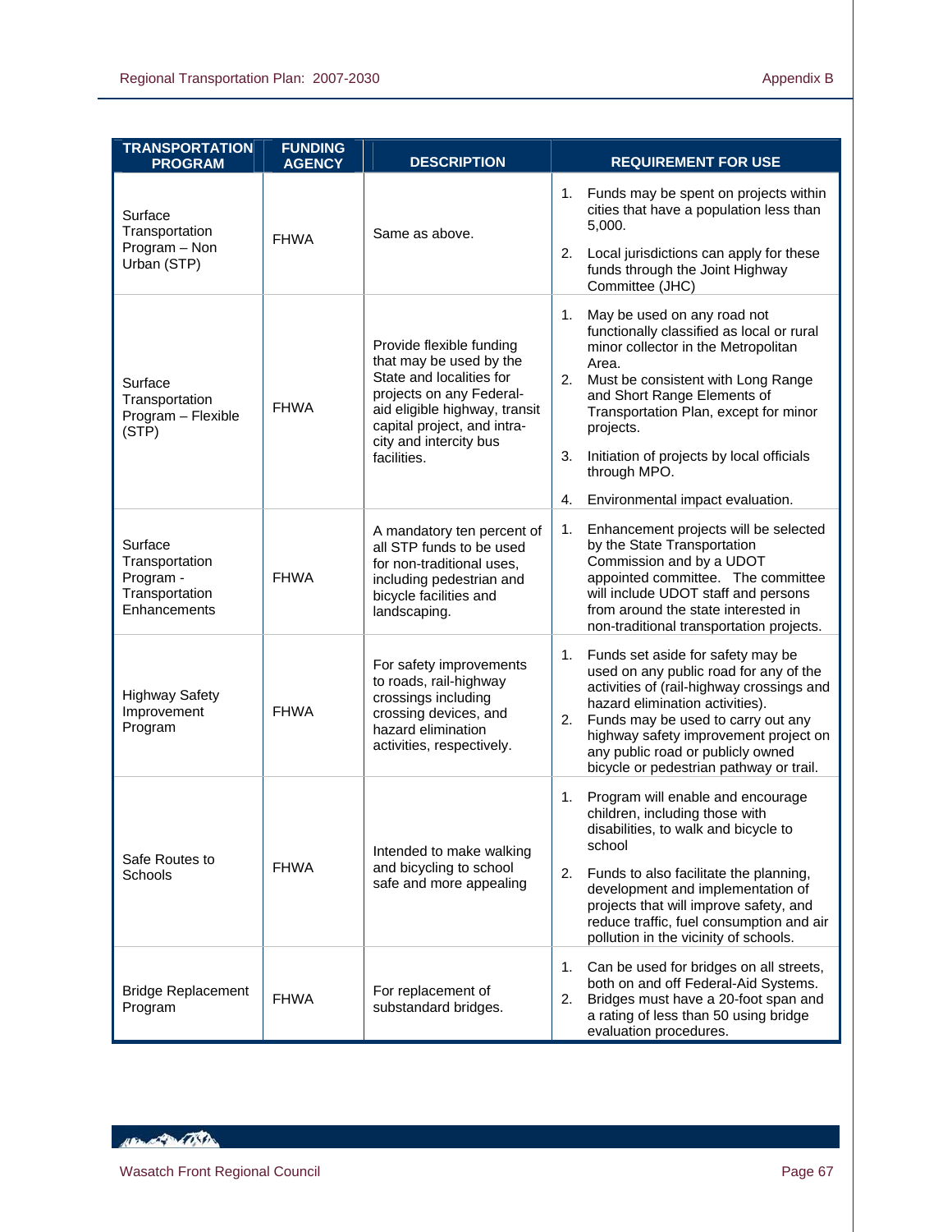| TRANSPORTATION PROGRAM | FUNDING AGENCY | DESCRIPTION | REQUIREMENT FOR USE |
|---|---|---|---|
| Surface Transportation Program – Non Urban (STP) | FHWA | Same as above. | 1. Funds may be spent on projects within cities that have a population less than 5,000.<br>2. Local jurisdictions can apply for these funds through the Joint Highway Committee (JHC) |
| Surface Transportation Program – Flexible (STP) | FHWA | Provide flexible funding that may be used by the State and localities for projects on any Federal-aid eligible highway, transit capital project, and intra-city and intercity bus facilities. | 1. May be used on any road not functionally classified as local or rural minor collector in the Metropolitan Area.<br>2. Must be consistent with Long Range and Short Range Elements of Transportation Plan, except for minor projects.<br>3. Initiation of projects by local officials through MPO.<br>4. Environmental impact evaluation. |
| Surface Transportation Program - Transportation Enhancements | FHWA | A mandatory ten percent of all STP funds to be used for non-traditional uses, including pedestrian and bicycle facilities and landscaping. | 1. Enhancement projects will be selected by the State Transportation Commission and by a UDOT appointed committee. The committee will include UDOT staff and persons from around the state interested in non-traditional transportation projects. |
| Highway Safety Improvement Program | FHWA | For safety improvements to roads, rail-highway crossings including crossing devices, and hazard elimination activities, respectively. | 1. Funds set aside for safety may be used on any public road for any of the activities of (rail-highway crossings and hazard elimination activities).<br>2. Funds may be used to carry out any highway safety improvement project on any public road or publicly owned bicycle or pedestrian pathway or trail. |
| Safe Routes to Schools | FHWA | Intended to make walking and bicycling to school safe and more appealing | 1. Program will enable and encourage children, including those with disabilities, to walk and bicycle to school<br>2. Funds to also facilitate the planning, development and implementation of projects that will improve safety, and reduce traffic, fuel consumption and air pollution in the vicinity of schools. |
| Bridge Replacement Program | FHWA | For replacement of substandard bridges. | 1. Can be used for bridges on all streets, both on and off Federal-Aid Systems.<br>2. Bridges must have a 20-foot span and a rating of less than 50 using bridge evaluation procedures. |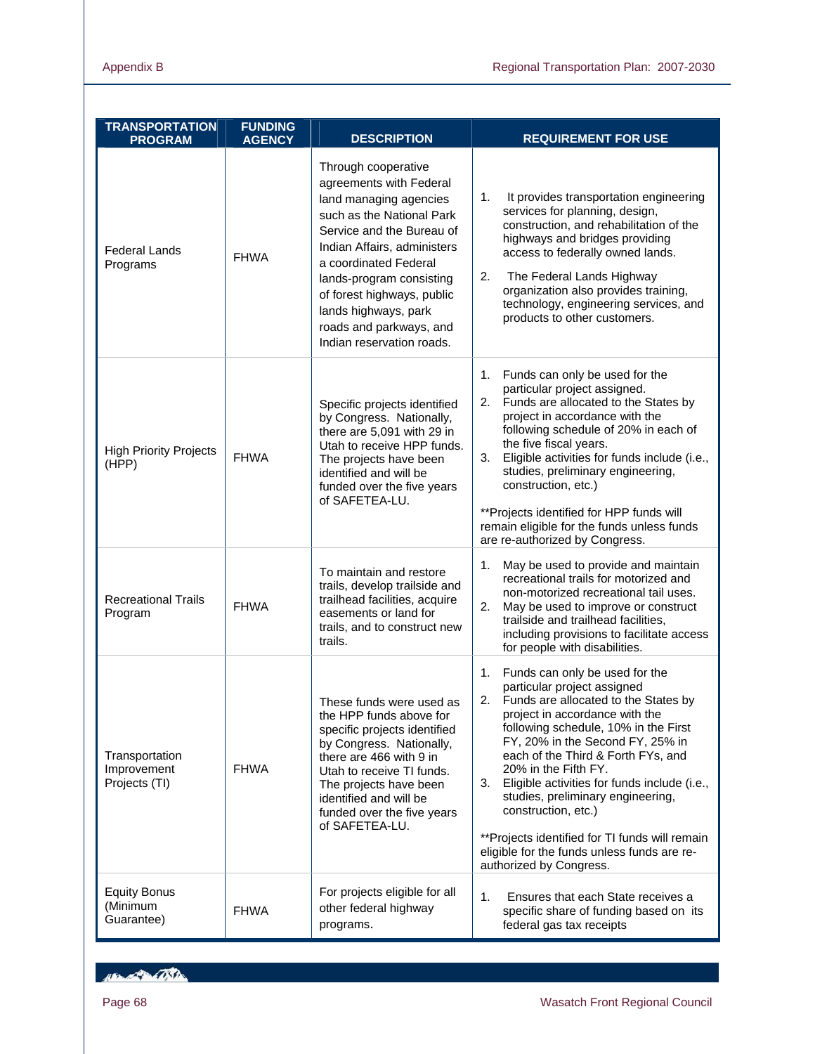| TRANSPORTATION PROGRAM | FUNDING AGENCY | DESCRIPTION | REQUIREMENT FOR USE |
|---|---|---|---|
| Federal Lands Programs | FHWA | Through cooperative agreements with Federal land managing agencies such as the National Park Service and the Bureau of Indian Affairs, administers a coordinated Federal lands-program consisting of forest highways, public lands highways, park roads and parkways, and Indian reservation roads. | 1. It provides transportation engineering services for planning, design, construction, and rehabilitation of the highways and bridges providing access to federally owned lands.<br>2. The Federal Lands Highway organization also provides training, technology, engineering services, and products to other customers. |
| High Priority Projects (HPP) | FHWA | Specific projects identified by Congress. Nationally, there are 5,091 with 29 in Utah to receive HPP funds. The projects have been identified and will be funded over the five years of SAFETEA-LU. | 1. Funds can only be used for the particular project assigned.<br>2. Funds are allocated to the States by project in accordance with the following schedule of 20% in each of the five fiscal years.<br>3. Eligible activities for funds include (i.e., studies, preliminary engineering, construction, etc.)<br><br>**Projects identified for HPP funds will remain eligible for the funds unless funds are re-authorized by Congress. |
| Recreational Trails Program | FHWA | To maintain and restore trails, develop trailside and trailhead facilities, acquire easements or land for trails, and to construct new trails. | 1. May be used to provide and maintain recreational trails for motorized and non-motorized recreational tail uses.<br>2. May be used to improve or construct trailside and trailhead facilities, including provisions to facilitate access for people with disabilities. |
| Transportation Improvement Projects (TI) | FHWA | These funds were used as the HPP funds above for specific projects identified by Congress. Nationally, there are 466 with 9 in Utah to receive TI funds. The projects have been identified and will be funded over the five years of SAFETEA-LU. | 1. Funds can only be used for the particular project assigned<br>2. Funds are allocated to the States by project in accordance with the following schedule, 10% in the First FY, 20% in the Second FY, 25% in each of the Third & Forth FYs, and 20% in the Fifth FY.<br>3. Eligible activities for funds include (i.e., studies, preliminary engineering, construction, etc.)<br><br>**Projects identified for TI funds will remain eligible for the funds unless funds are re-authorized by Congress. |
| Equity Bonus (Minimum Guarantee) | FHWA | For projects eligible for all other federal highway programs. | 1. Ensures that each State receives a specific share of funding based on its federal gas tax receipts |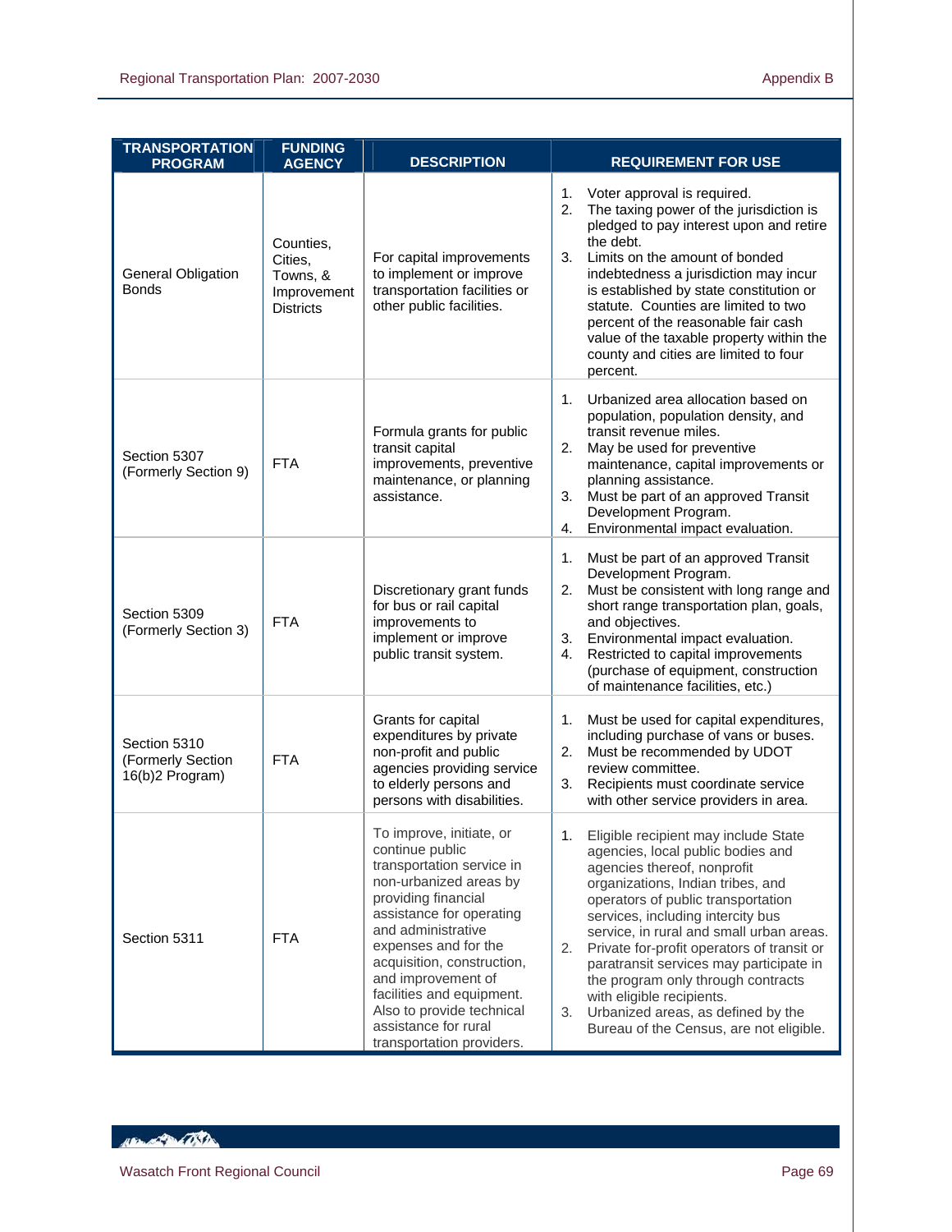| TRANSPORTATION PROGRAM | FUNDING AGENCY | DESCRIPTION | REQUIREMENT FOR USE |
|---|---|---|---|
| General Obligation Bonds | Counties, Cities, Towns, & Improvement Districts | For capital improvements to implement or improve transportation facilities or other public facilities. | 1. Voter approval is required.<br>2. The taxing power of the jurisdiction is pledged to pay interest upon and retire the debt.<br>3. Limits on the amount of bonded indebtedness a jurisdiction may incur is established by state constitution or statute. Counties are limited to two percent of the reasonable fair cash value of the taxable property within the county and cities are limited to four percent. |
| Section 5307 (Formerly Section 9) | FTA | Formula grants for public transit capital improvements, preventive maintenance, or planning assistance. | 1. Urbanized area allocation based on population, population density, and transit revenue miles.<br>2. May be used for preventive maintenance, capital improvements or planning assistance.<br>3. Must be part of an approved Transit Development Program.<br>4. Environmental impact evaluation. |
| Section 5309 (Formerly Section 3) | FTA | Discretionary grant funds for bus or rail capital improvements to implement or improve public transit system. | 1. Must be part of an approved Transit Development Program.<br>2. Must be consistent with long range and short range transportation plan, goals, and objectives.<br>3. Environmental impact evaluation.<br>4. Restricted to capital improvements (purchase of equipment, construction of maintenance facilities, etc.) |
| Section 5310 (Formerly Section 16(b)2 Program) | FTA | Grants for capital expenditures by private non-profit and public agencies providing service to elderly persons and persons with disabilities. | 1. Must be used for capital expenditures, including purchase of vans or buses.<br>2. Must be recommended by UDOT review committee.<br>3. Recipients must coordinate service with other service providers in area. |
| Section 5311 | FTA | To improve, initiate, or continue public transportation service in non-urbanized areas by providing financial assistance for operating and administrative expenses and for the acquisition, construction, and improvement of facilities and equipment. Also to provide technical assistance for rural transportation providers. | 1. Eligible recipient may include State agencies, local public bodies and agencies thereof, nonprofit organizations, Indian tribes, and operators of public transportation services, including intercity bus service, in rural and small urban areas.<br>2. Private for-profit operators of transit or paratransit services may participate in the program only through contracts with eligible recipients.<br>3. Urbanized areas, as defined by the Bureau of the Census, are not eligible. |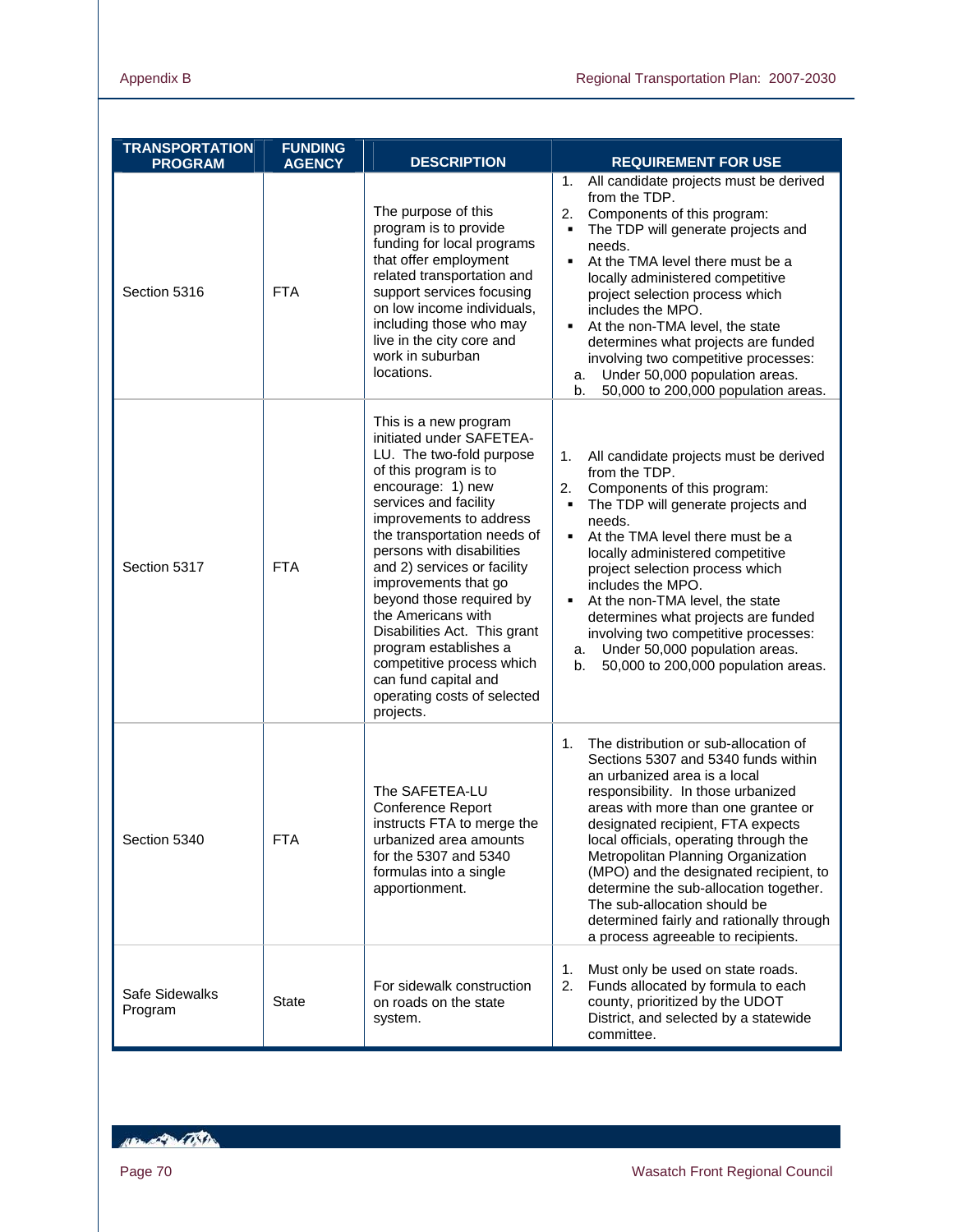| TRANSPORTATION PROGRAM | FUNDING AGENCY | DESCRIPTION | REQUIREMENT FOR USE |
|---|---|---|---|
| Section 5316 | FTA | The purpose of this program is to provide funding for local programs that offer employment related transportation and support services focusing on low income individuals, including those who may live in the city core and work in suburban locations. | 1. All candidate projects must be derived from the TDP.<br>2. Components of this program:<br>▪ The TDP will generate projects and needs.<br>▪ At the TMA level there must be a locally administered competitive project selection process which includes the MPO.<br>▪ At the non-TMA level, the state determines what projects are funded involving two competitive processes:<br>a. Under 50,000 population areas.<br>b. 50,000 to 200,000 population areas. |
| Section 5317 | FTA | This is a new program initiated under SAFETEA-LU. The two-fold purpose of this program is to encourage: 1) new services and facility improvements to address the transportation needs of persons with disabilities and 2) services or facility improvements that go beyond those required by the Americans with Disabilities Act. This grant program establishes a competitive process which can fund capital and operating costs of selected projects. | 1. All candidate projects must be derived from the TDP.<br>2. Components of this program:<br>▪ The TDP will generate projects and needs.<br>▪ At the TMA level there must be a locally administered competitive project selection process which includes the MPO.<br>▪ At the non-TMA level, the state determines what projects are funded involving two competitive processes:<br>a. Under 50,000 population areas.<br>b. 50,000 to 200,000 population areas. |
| Section 5340 | FTA | The SAFETEA-LU Conference Report instructs FTA to merge the urbanized area amounts for the 5307 and 5340 formulas into a single apportionment. | 1. The distribution or sub-allocation of Sections 5307 and 5340 funds within an urbanized area is a local responsibility. In those urbanized areas with more than one grantee or designated recipient, FTA expects local officials, operating through the Metropolitan Planning Organization (MPO) and the designated recipient, to determine the sub-allocation together. The sub-allocation should be determined fairly and rationally through a process agreeable to recipients. |
| Safe Sidewalks Program | State | For sidewalk construction on roads on the state system. | 1. Must only be used on state roads.<br>2. Funds allocated by formula to each county, prioritized by the UDOT District, and selected by a statewide committee. |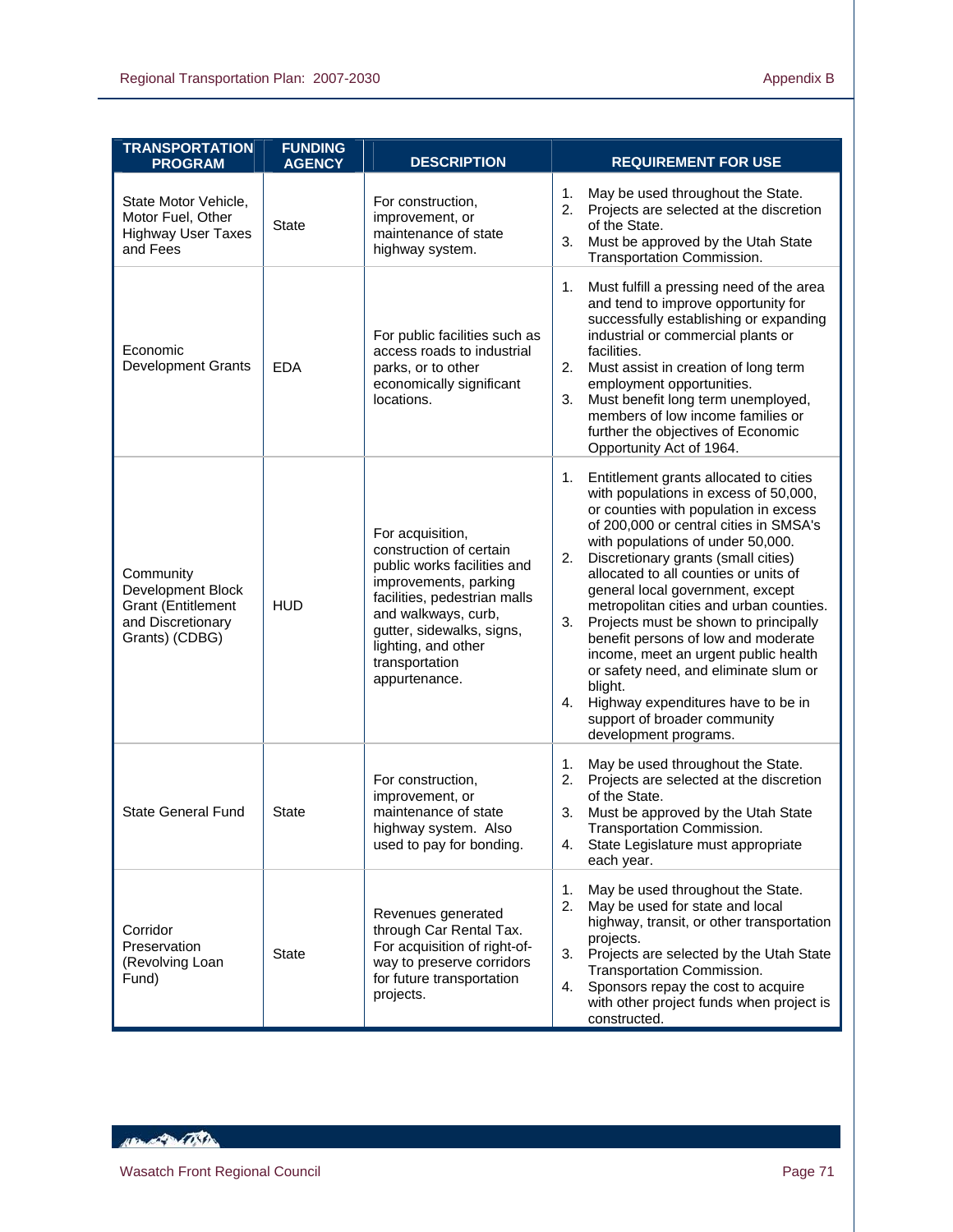| TRANSPORTATION PROGRAM | FUNDING AGENCY | DESCRIPTION | REQUIREMENT FOR USE |
|---|---|---|---|
| State Motor Vehicle, Motor Fuel, Other Highway User Taxes and Fees | State | For construction, improvement, or maintenance of state highway system. | 1. May be used throughout the State.<br>2. Projects are selected at the discretion of the State.<br>3. Must be approved by the Utah State Transportation Commission. |
| Economic Development Grants | EDA | For public facilities such as access roads to industrial parks, or to other economically significant locations. | 1. Must fulfill a pressing need of the area and tend to improve opportunity for successfully establishing or expanding industrial or commercial plants or facilities.<br>2. Must assist in creation of long term employment opportunities.<br>3. Must benefit long term unemployed, members of low income families or further the objectives of Economic Opportunity Act of 1964. |
| Community Development Block Grant (Entitlement and Discretionary Grants) (CDBG) | HUD | For acquisition, construction of certain public works facilities and improvements, parking facilities, pedestrian malls and walkways, curb, gutter, sidewalks, signs, lighting, and other transportation appurtenance. | 1. Entitlement grants allocated to cities with populations in excess of 50,000, or counties with population in excess of 200,000 or central cities in SMSA's with populations of under 50,000.<br>2. Discretionary grants (small cities) allocated to all counties or units of general local government, except metropolitan cities and urban counties.<br>3. Projects must be shown to principally benefit persons of low and moderate income, meet an urgent public health or safety need, and eliminate slum or blight.<br>4. Highway expenditures have to be in support of broader community development programs. |
| State General Fund | State | For construction, improvement, or maintenance of state highway system. Also used to pay for bonding. | 1. May be used throughout the State.<br>2. Projects are selected at the discretion of the State.<br>3. Must be approved by the Utah State Transportation Commission.<br>4. State Legislature must appropriate each year. |
| Corridor Preservation (Revolving Loan Fund) | State | Revenues generated through Car Rental Tax. For acquisition of right-of-way to preserve corridors for future transportation projects. | 1. May be used throughout the State.<br>2. May be used for state and local highway, transit, or other transportation projects.<br>3. Projects are selected by the Utah State Transportation Commission.<br>4. Sponsors repay the cost to acquire with other project funds when project is constructed. |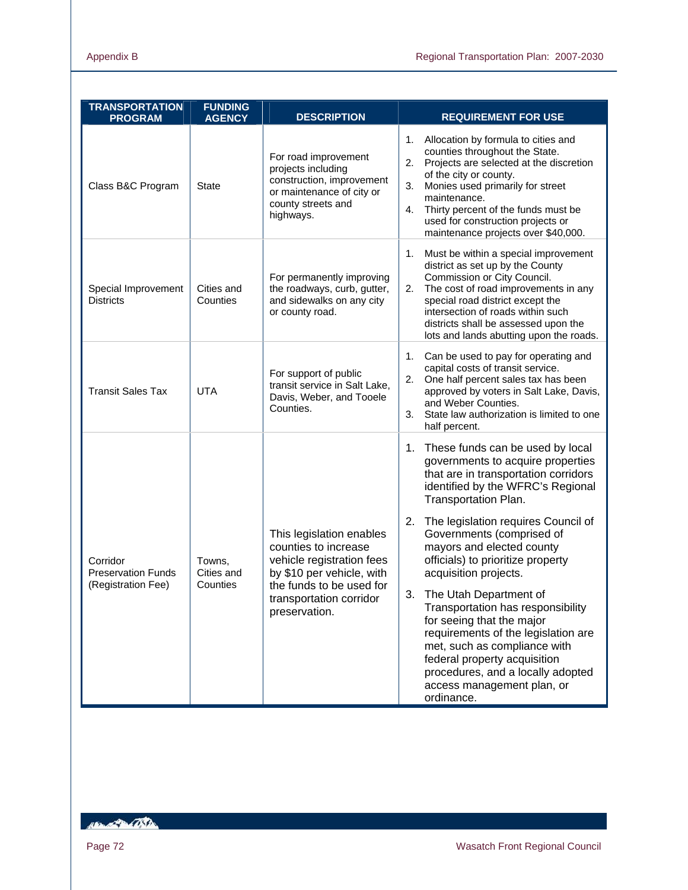| TRANSPORTATION PROGRAM | FUNDING AGENCY | DESCRIPTION | REQUIREMENT FOR USE |
|---|---|---|---|
| Class B&C Program | State | For road improvement projects including construction, improvement or maintenance of city or county streets and highways. | 1. Allocation by formula to cities and counties throughout the State.<br>2. Projects are selected at the discretion of the city or county.<br>3. Monies used primarily for street maintenance.<br>4. Thirty percent of the funds must be used for construction projects or maintenance projects over $40,000. |
| Special Improvement Districts | Cities and Counties | For permanently improving the roadways, curb, gutter, and sidewalks on any city or county road. | 1. Must be within a special improvement district as set up by the County Commission or City Council.<br>2. The cost of road improvements in any special road district except the intersection of roads within such districts shall be assessed upon the lots and lands abutting upon the roads. |
| Transit Sales Tax | UTA | For support of public transit service in Salt Lake, Davis, Weber, and Tooele Counties. | 1. Can be used to pay for operating and capital costs of transit service.<br>2. One half percent sales tax has been approved by voters in Salt Lake, Davis, and Weber Counties.<br>3. State law authorization is limited to one half percent. |
| Corridor Preservation Funds (Registration Fee) | Towns, Cities and Counties | This legislation enables counties to increase vehicle registration fees by $10 per vehicle, with the funds to be used for transportation corridor preservation. | 1. These funds can be used by local governments to acquire properties that are in transportation corridors identified by the WFRC's Regional Transportation Plan.<br>2. The legislation requires Council of Governments (comprised of mayors and elected county officials) to prioritize property acquisition projects.<br>3. The Utah Department of Transportation has responsibility for seeing that the major requirements of the legislation are met, such as compliance with federal property acquisition procedures, and a locally adopted access management plan, or ordinance. |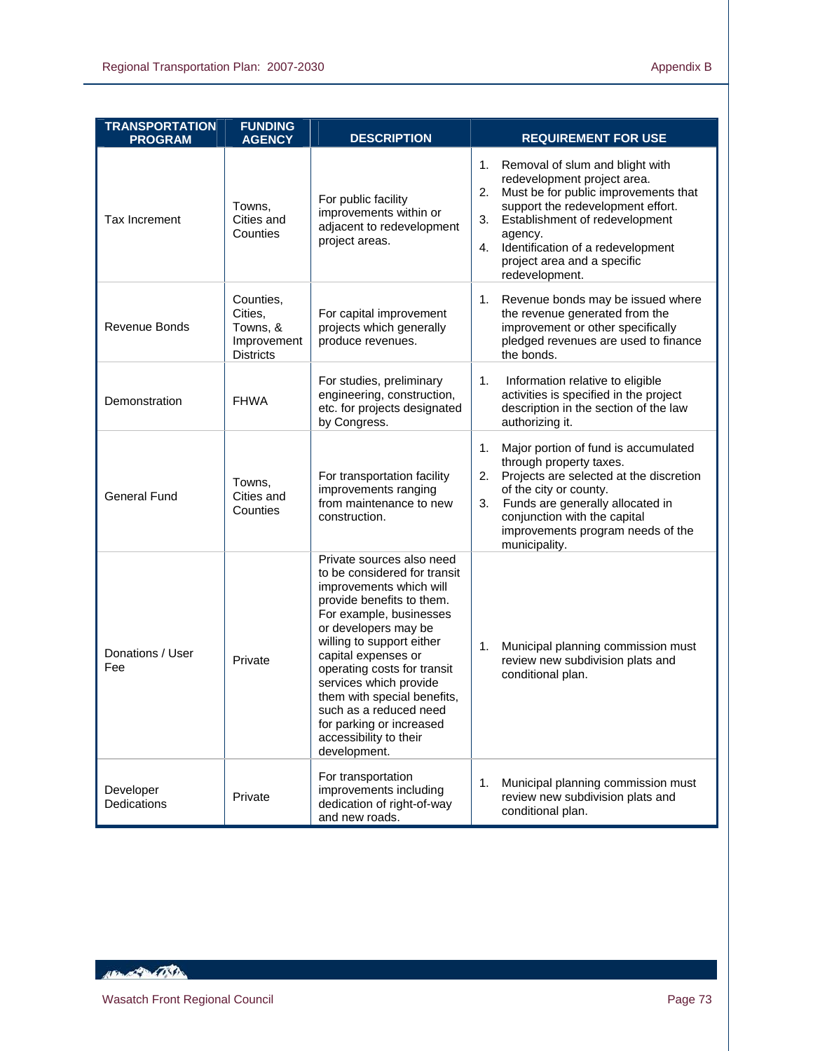| TRANSPORTATION PROGRAM | FUNDING AGENCY | DESCRIPTION | REQUIREMENT FOR USE |
|---|---|---|---|
| Tax Increment | Towns, Cities and Counties | For public facility improvements within or adjacent to redevelopment project areas. | 1. Removal of slum and blight with redevelopment project area.<br>2. Must be for public improvements that support the redevelopment effort.<br>3. Establishment of redevelopment agency.<br>4. Identification of a redevelopment project area and a specific redevelopment. |
| Revenue Bonds | Counties, Cities, Towns, & Improvement Districts | For capital improvement projects which generally produce revenues. | 1. Revenue bonds may be issued where the revenue generated from the improvement or other specifically pledged revenues are used to finance the bonds. |
| Demonstration | FHWA | For studies, preliminary engineering, construction, etc. for projects designated by Congress. | 1. Information relative to eligible activities is specified in the project description in the section of the law authorizing it. |
| General Fund | Towns, Cities and Counties | For transportation facility improvements ranging from maintenance to new conjunction. | 1. Major portion of fund is accumulated through property taxes.<br>2. Projects are selected at the discretion of the city or county.<br>3. Funds are generally allocated in conjunction with the capital improvements program needs of the municipality. |
| Donations / User Fee | Private | Private sources also need to be considered for transit improvements which will provide benefits to them. For example, businesses or developers may be willing to support either capital expenses or operating costs for transit services which provide them with special benefits, such as a reduced need for parking or increased accessibility to their development. | 1. Municipal planning commission must review new subdivision plats and conditional plan. |
| Developer Dedications | Private | For transportation improvements including dedication of right-of-way and new roads. | 1. Municipal planning commission must review new subdivision plats and conditional plan. |